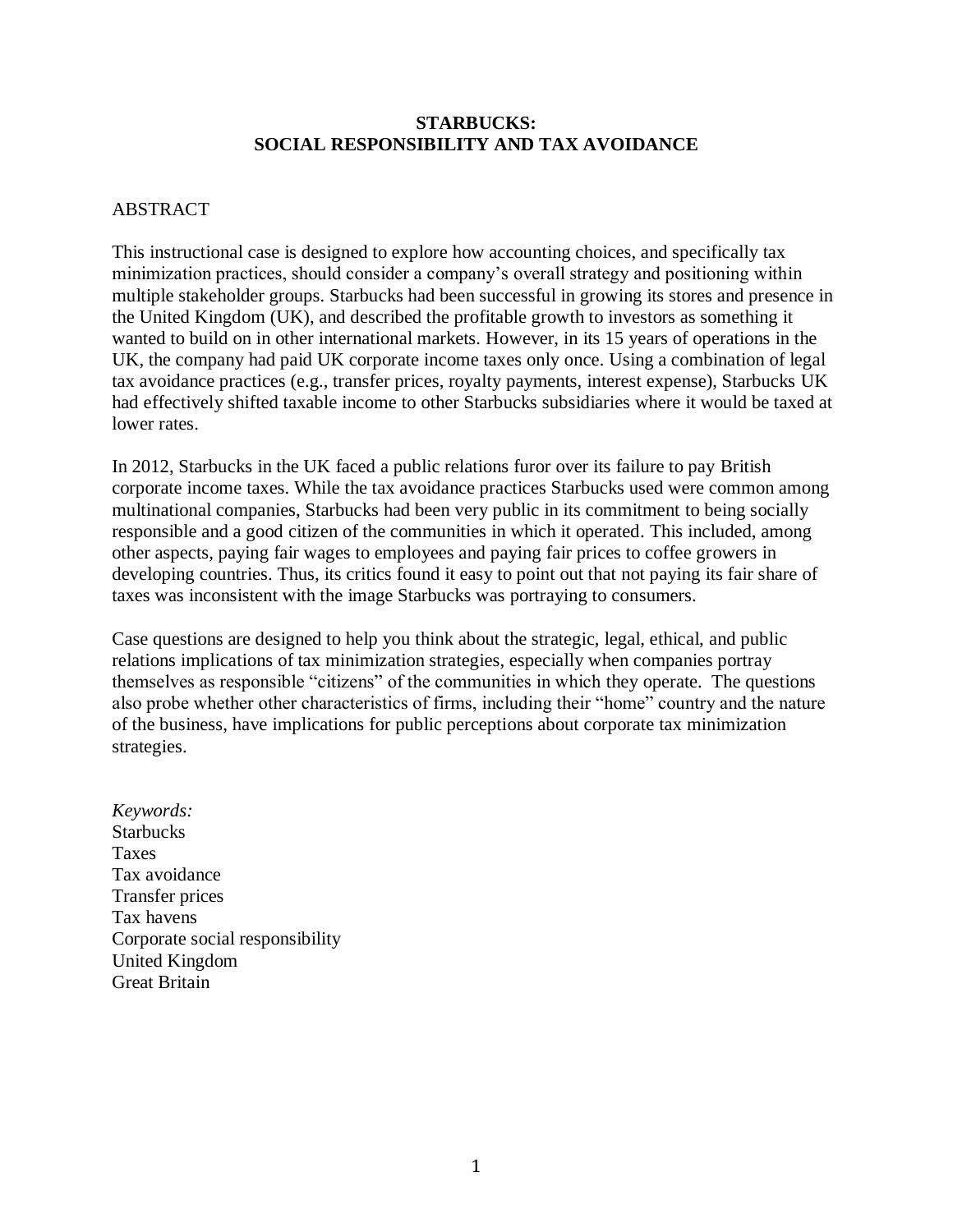# STARBUCKS: SOCIAL RESPONSIBILITY AND TAX AVOIDANCE

ABSTRACT

This instructional case is designed to explore how accounting choices, and specifically tax minimization practices, should consider a company's overall strategy and positioning within multiple stakeholder groups. Starbucks had been successful in growing its stores and presence in the United Kingdom (UK), and described the profitable growth to investors as something it wanted to build on in other international markets. However, in its 15 years of operations in the UK, the company had paid UK corporate income taxes only once. Using a combination of legal tax avoidance practices (e.g., transfer prices, royalty payments, interest expense), Starbucks UK had effectively shifted taxable income to other Starbucks subsidiaries where it would be taxed at lower rates.

In 2012, Starbucks in the UK faced a public relations furor over its failure to pay British corporate income taxes. While the tax avoidance practices Starbucks used were common among multinational companies, Starbucks had been very public in its commitment to being socially responsible and a good citizen of the communities in which it operated. This included, among other aspects, paying fair wages to employees and paying fair prices to coffee growers in developing countries. Thus, its critics found it easy to point out that not paying its fair share of taxes was inconsistent with the image Starbucks was portraying to consumers.

Case questions are designed to help you think about the strategic, legal, ethical, and public relations implications of tax minimization strategies, especially when companies portray themselves as responsible "citizens" of the communities in which they operate. The questions also probe whether other characteristics of firms, including their "home" country and the nature of the business, have implications for public perceptions about corporate tax minimization strategies.

*Keywords:*
Starbucks
Taxes
Tax avoidance
Transfer prices
Tax havens
Corporate social responsibility
United Kingdom
Great Britain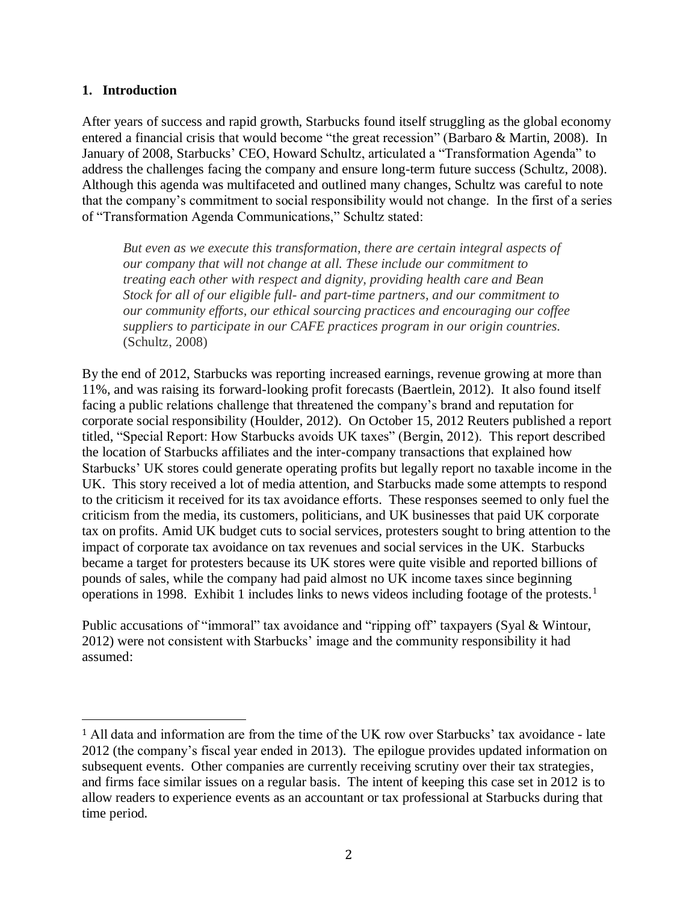## 1. Introduction

After years of success and rapid growth, Starbucks found itself struggling as the global economy entered a financial crisis that would become "the great recession" (Barbaro & Martin, 2008). In January of 2008, Starbucks' CEO, Howard Schultz, articulated a "Transformation Agenda" to address the challenges facing the company and ensure long-term future success (Schultz, 2008). Although this agenda was multifaceted and outlined many changes, Schultz was careful to note that the company's commitment to social responsibility would not change. In the first of a series of "Transformation Agenda Communications," Schultz stated:

> *But even as we execute this transformation, there are certain integral aspects of our company that will not change at all. These include our commitment to treating each other with respect and dignity, providing health care and Bean Stock for all of our eligible full- and part-time partners, and our commitment to our community efforts, our ethical sourcing practices and encouraging our coffee suppliers to participate in our CAFE practices program in our origin countries.* (Schultz, 2008)

By the end of 2012, Starbucks was reporting increased earnings, revenue growing at more than 11%, and was raising its forward-looking profit forecasts (Baertlein, 2012). It also found itself facing a public relations challenge that threatened the company's brand and reputation for corporate social responsibility (Houlder, 2012). On October 15, 2012 Reuters published a report titled, "Special Report: How Starbucks avoids UK taxes" (Bergin, 2012). This report described the location of Starbucks affiliates and the inter-company transactions that explained how Starbucks' UK stores could generate operating profits but legally report no taxable income in the UK. This story received a lot of media attention, and Starbucks made some attempts to respond to the criticism it received for its tax avoidance efforts. These responses seemed to only fuel the criticism from the media, its customers, politicians, and UK businesses that paid UK corporate tax on profits. Amid UK budget cuts to social services, protesters sought to bring attention to the impact of corporate tax avoidance on tax revenues and social services in the UK. Starbucks became a target for protesters because its UK stores were quite visible and reported billions of pounds of sales, while the company had paid almost no UK income taxes since beginning operations in 1998. Exhibit 1 includes links to news videos including footage of the protests.[1]

Public accusations of "immoral" tax avoidance and "ripping off" taxpayers (Syal & Wintour, 2012) were not consistent with Starbucks' image and the community responsibility it had assumed:

---

[1] All data and information are from the time of the UK row over Starbucks' tax avoidance - late 2012 (the company's fiscal year ended in 2013). The epilogue provides updated information on subsequent events. Other companies are currently receiving scrutiny over their tax strategies, and firms face similar issues on a regular basis. The intent of keeping this case set in 2012 is to allow readers to experience events as an accountant or tax professional at Starbucks during that time period.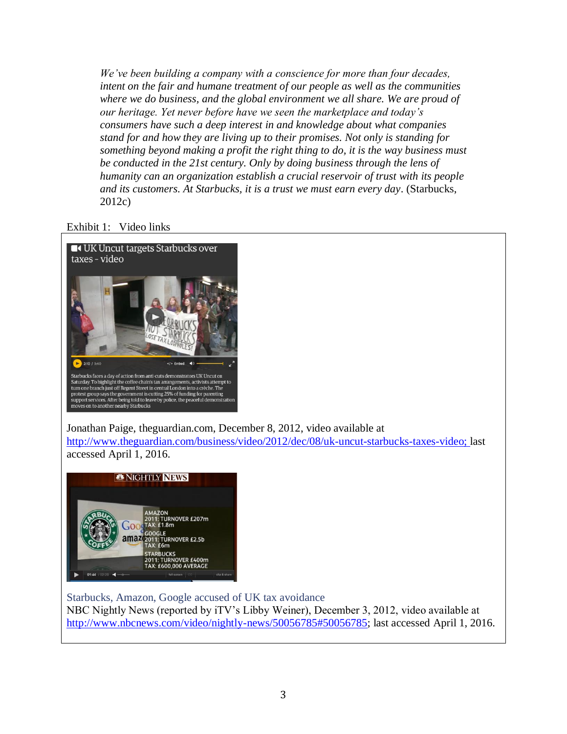*We've been building a company with a conscience for more than four decades, intent on the fair and humane treatment of our people as well as the communities where we do business, and the global environment we all share. We are proud of our heritage. Yet never before have we seen the marketplace and today's consumers have such a deep interest in and knowledge about what companies stand for and how they are living up to their promises. Not only is standing for something beyond making a profit the right thing to do, it is the way business must be conducted in the 21st century. Only by doing business through the lens of humanity can an organization establish a crucial reservoir of trust with its people and its customers. At Starbucks, it is a trust we must earn every day*. (Starbucks, 2012c)

Exhibit 1: Video links

UK Uncut targets Starbucks over taxes - video

Starbucks faces a day of action from anti-cuts demonstrators UK Uncut on Saturday. To highlight the coffee chain's tax arrangements, activists attempt to turn one branch just off Regent Street in central London into a crèche. The protest group says the government is cutting 25% of funding for parenting support services. After being told to leave by police, the peaceful demonstration moves on to another nearby Starbucks

Jonathan Paige, theguardian.com, December 8, 2012, video available at http://www.theguardian.com/business/video/2012/dec/08/uk-uncut-starbucks-taxes-video; last accessed April 1, 2016.

NIGHTLY NEWS

AMAZON
2011: TURNOVER £207m
TAX: £1.8m
GOOGLE
2011: TURNOVER £2.5b
TAX: £6m
STARBUCKS
2011: TURNOVER £400m
TAX: £600,000 AVERAGE

Starbucks, Amazon, Google accused of UK tax avoidance
NBC Nightly News (reported by iTV's Libby Weiner), December 3, 2012, video available at http://www.nbcnews.com/video/nightly-news/50056785#50056785; last accessed April 1, 2016.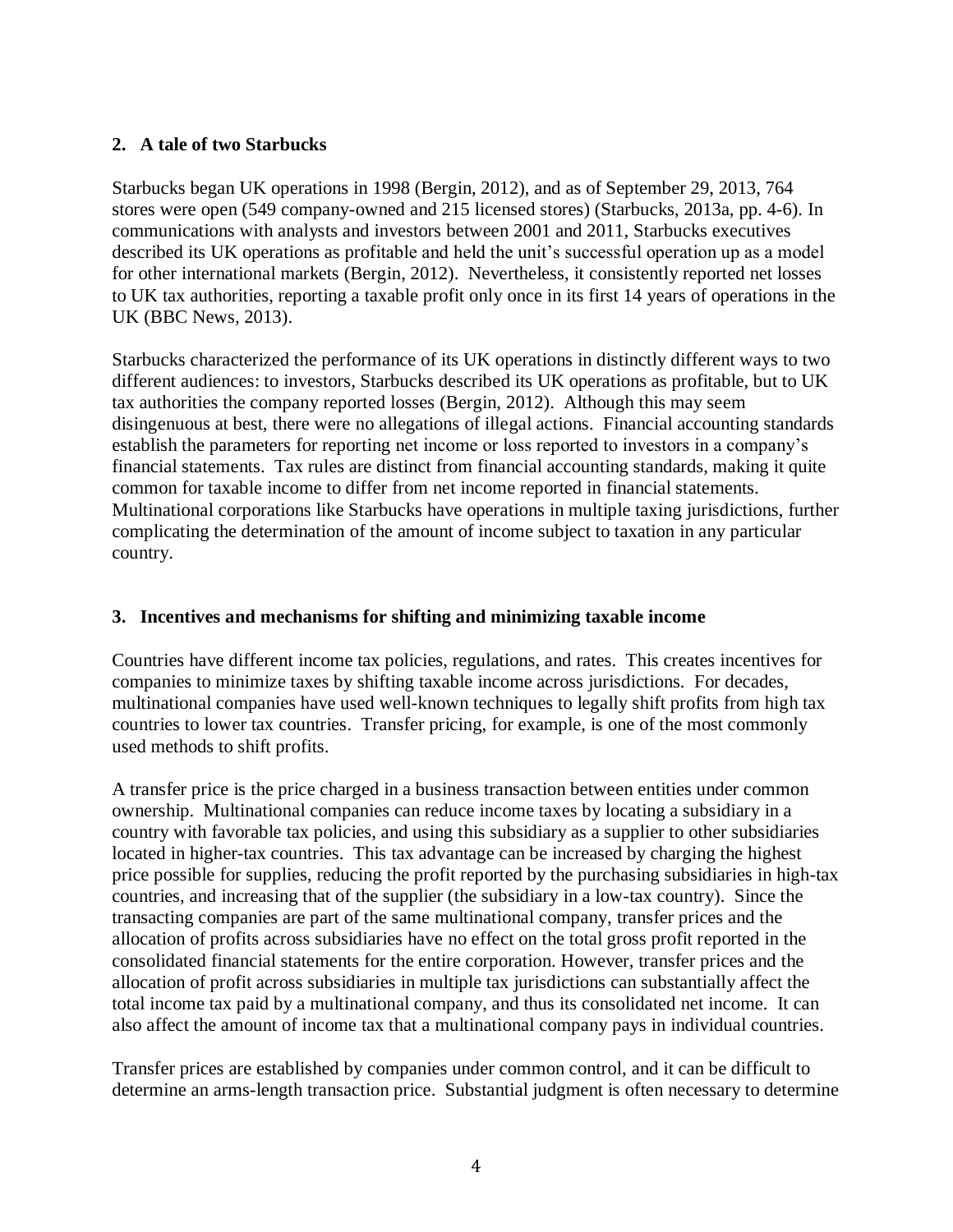## 2. A tale of two Starbucks

Starbucks began UK operations in 1998 (Bergin, 2012), and as of September 29, 2013, 764 stores were open (549 company-owned and 215 licensed stores) (Starbucks, 2013a, pp. 4-6). In communications with analysts and investors between 2001 and 2011, Starbucks executives described its UK operations as profitable and held the unit's successful operation up as a model for other international markets (Bergin, 2012). Nevertheless, it consistently reported net losses to UK tax authorities, reporting a taxable profit only once in its first 14 years of operations in the UK (BBC News, 2013).

Starbucks characterized the performance of its UK operations in distinctly different ways to two different audiences: to investors, Starbucks described its UK operations as profitable, but to UK tax authorities the company reported losses (Bergin, 2012). Although this may seem disingenuous at best, there were no allegations of illegal actions. Financial accounting standards establish the parameters for reporting net income or loss reported to investors in a company's financial statements. Tax rules are distinct from financial accounting standards, making it quite common for taxable income to differ from net income reported in financial statements. Multinational corporations like Starbucks have operations in multiple taxing jurisdictions, further complicating the determination of the amount of income subject to taxation in any particular country.

## 3. Incentives and mechanisms for shifting and minimizing taxable income

Countries have different income tax policies, regulations, and rates. This creates incentives for companies to minimize taxes by shifting taxable income across jurisdictions. For decades, multinational companies have used well-known techniques to legally shift profits from high tax countries to lower tax countries. Transfer pricing, for example, is one of the most commonly used methods to shift profits.

A transfer price is the price charged in a business transaction between entities under common ownership. Multinational companies can reduce income taxes by locating a subsidiary in a country with favorable tax policies, and using this subsidiary as a supplier to other subsidiaries located in higher-tax countries. This tax advantage can be increased by charging the highest price possible for supplies, reducing the profit reported by the purchasing subsidiaries in high-tax countries, and increasing that of the supplier (the subsidiary in a low-tax country). Since the transacting companies are part of the same multinational company, transfer prices and the allocation of profits across subsidiaries have no effect on the total gross profit reported in the consolidated financial statements for the entire corporation. However, transfer prices and the allocation of profit across subsidiaries in multiple tax jurisdictions can substantially affect the total income tax paid by a multinational company, and thus its consolidated net income. It can also affect the amount of income tax that a multinational company pays in individual countries.

Transfer prices are established by companies under common control, and it can be difficult to determine an arms-length transaction price. Substantial judgment is often necessary to determine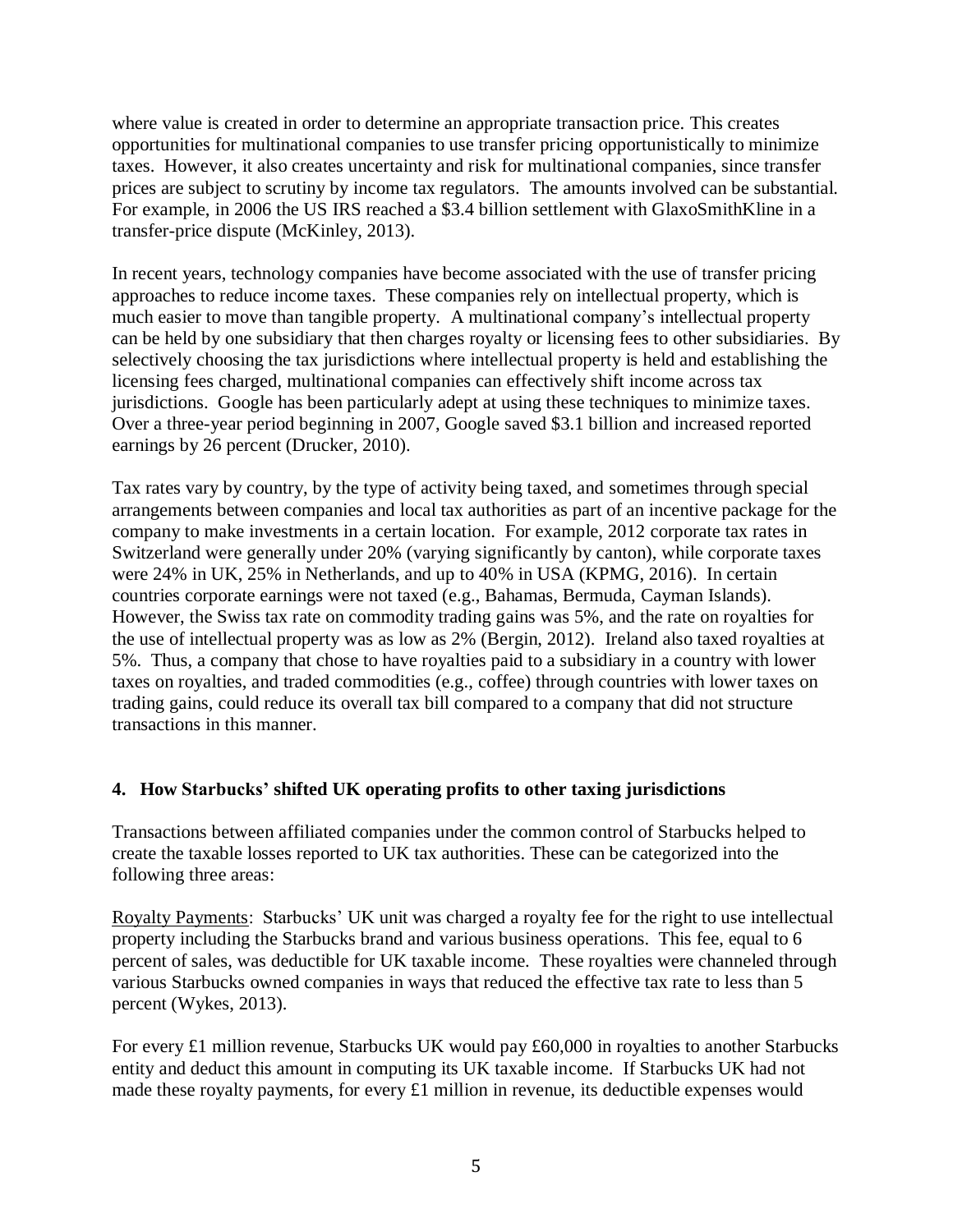where value is created in order to determine an appropriate transaction price. This creates opportunities for multinational companies to use transfer pricing opportunistically to minimize taxes. However, it also creates uncertainty and risk for multinational companies, since transfer prices are subject to scrutiny by income tax regulators. The amounts involved can be substantial. For example, in 2006 the US IRS reached a $3.4 billion settlement with GlaxoSmithKline in a transfer-price dispute (McKinley, 2013).

In recent years, technology companies have become associated with the use of transfer pricing approaches to reduce income taxes. These companies rely on intellectual property, which is much easier to move than tangible property. A multinational company's intellectual property can be held by one subsidiary that then charges royalty or licensing fees to other subsidiaries. By selectively choosing the tax jurisdictions where intellectual property is held and establishing the licensing fees charged, multinational companies can effectively shift income across tax jurisdictions. Google has been particularly adept at using these techniques to minimize taxes. Over a three-year period beginning in 2007, Google saved $3.1 billion and increased reported earnings by 26 percent (Drucker, 2010).

Tax rates vary by country, by the type of activity being taxed, and sometimes through special arrangements between companies and local tax authorities as part of an incentive package for the company to make investments in a certain location. For example, 2012 corporate tax rates in Switzerland were generally under 20% (varying significantly by canton), while corporate taxes were 24% in UK, 25% in Netherlands, and up to 40% in USA (KPMG, 2016). In certain countries corporate earnings were not taxed (e.g., Bahamas, Bermuda, Cayman Islands). However, the Swiss tax rate on commodity trading gains was 5%, and the rate on royalties for the use of intellectual property was as low as 2% (Bergin, 2012). Ireland also taxed royalties at 5%. Thus, a company that chose to have royalties paid to a subsidiary in a country with lower taxes on royalties, and traded commodities (e.g., coffee) through countries with lower taxes on trading gains, could reduce its overall tax bill compared to a company that did not structure transactions in this manner.

## 4. How Starbucks' shifted UK operating profits to other taxing jurisdictions

Transactions between affiliated companies under the common control of Starbucks helped to create the taxable losses reported to UK tax authorities. These can be categorized into the following three areas:

Royalty Payments: Starbucks' UK unit was charged a royalty fee for the right to use intellectual property including the Starbucks brand and various business operations. This fee, equal to 6 percent of sales, was deductible for UK taxable income. These royalties were channeled through various Starbucks owned companies in ways that reduced the effective tax rate to less than 5 percent (Wykes, 2013).

For every £1 million revenue, Starbucks UK would pay £60,000 in royalties to another Starbucks entity and deduct this amount in computing its UK taxable income. If Starbucks UK had not made these royalty payments, for every £1 million in revenue, its deductible expenses would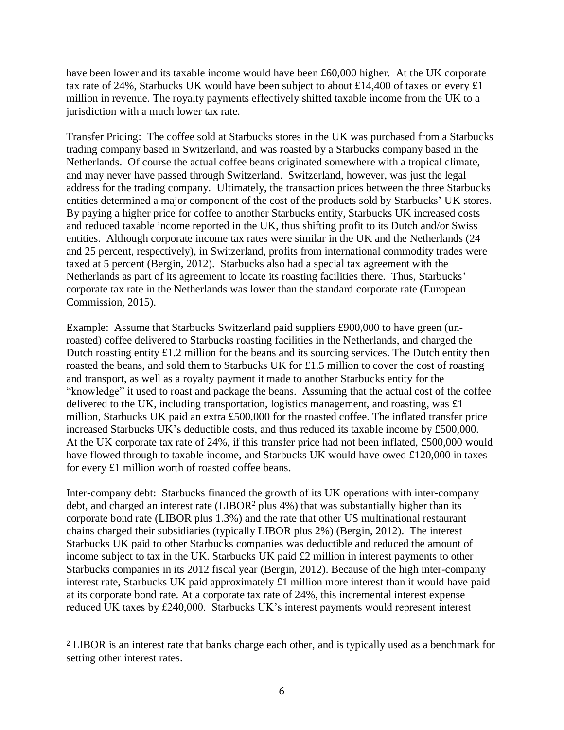have been lower and its taxable income would have been £60,000 higher. At the UK corporate tax rate of 24%, Starbucks UK would have been subject to about £14,400 of taxes on every £1 million in revenue. The royalty payments effectively shifted taxable income from the UK to a jurisdiction with a much lower tax rate.

Transfer Pricing: The coffee sold at Starbucks stores in the UK was purchased from a Starbucks trading company based in Switzerland, and was roasted by a Starbucks company based in the Netherlands. Of course the actual coffee beans originated somewhere with a tropical climate, and may never have passed through Switzerland. Switzerland, however, was just the legal address for the trading company. Ultimately, the transaction prices between the three Starbucks entities determined a major component of the cost of the products sold by Starbucks' UK stores. By paying a higher price for coffee to another Starbucks entity, Starbucks UK increased costs and reduced taxable income reported in the UK, thus shifting profit to its Dutch and/or Swiss entities. Although corporate income tax rates were similar in the UK and the Netherlands (24 and 25 percent, respectively), in Switzerland, profits from international commodity trades were taxed at 5 percent (Bergin, 2012). Starbucks also had a special tax agreement with the Netherlands as part of its agreement to locate its roasting facilities there. Thus, Starbucks' corporate tax rate in the Netherlands was lower than the standard corporate rate (European Commission, 2015).

Example: Assume that Starbucks Switzerland paid suppliers £900,000 to have green (un-roasted) coffee delivered to Starbucks roasting facilities in the Netherlands, and charged the Dutch roasting entity £1.2 million for the beans and its sourcing services. The Dutch entity then roasted the beans, and sold them to Starbucks UK for £1.5 million to cover the cost of roasting and transport, as well as a royalty payment it made to another Starbucks entity for the "knowledge" it used to roast and package the beans. Assuming that the actual cost of the coffee delivered to the UK, including transportation, logistics management, and roasting, was £1 million, Starbucks UK paid an extra £500,000 for the roasted coffee. The inflated transfer price increased Starbucks UK's deductible costs, and thus reduced its taxable income by £500,000. At the UK corporate tax rate of 24%, if this transfer price had not been inflated, £500,000 would have flowed through to taxable income, and Starbucks UK would have owed £120,000 in taxes for every £1 million worth of roasted coffee beans.

Inter-company debt: Starbucks financed the growth of its UK operations with inter-company debt, and charged an interest rate (LIBOR[2] plus 4%) that was substantially higher than its corporate bond rate (LIBOR plus 1.3%) and the rate that other US multinational restaurant chains charged their subsidiaries (typically LIBOR plus 2%) (Bergin, 2012). The interest Starbucks UK paid to other Starbucks companies was deductible and reduced the amount of income subject to tax in the UK. Starbucks UK paid £2 million in interest payments to other Starbucks companies in its 2012 fiscal year (Bergin, 2012). Because of the high inter-company interest rate, Starbucks UK paid approximately £1 million more interest than it would have paid at its corporate bond rate. At a corporate tax rate of 24%, this incremental interest expense reduced UK taxes by £240,000. Starbucks UK's interest payments would represent interest

[2] LIBOR is an interest rate that banks charge each other, and is typically used as a benchmark for setting other interest rates.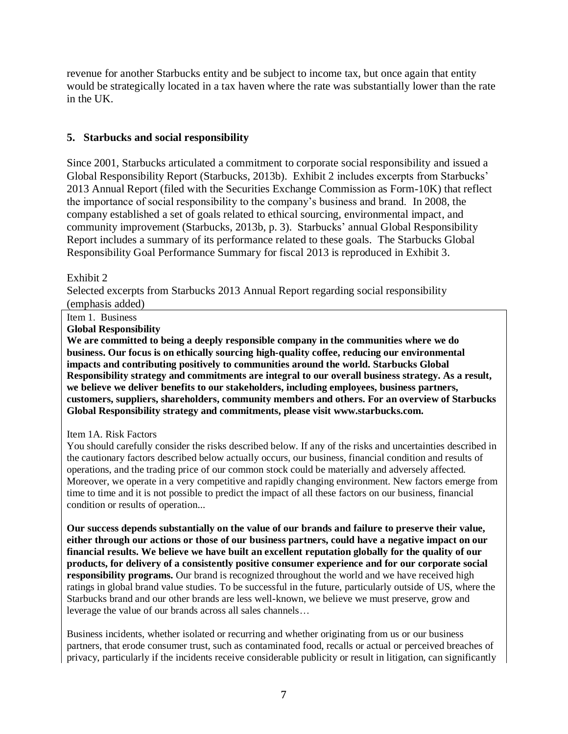revenue for another Starbucks entity and be subject to income tax, but once again that entity would be strategically located in a tax haven where the rate was substantially lower than the rate in the UK.

## 5. Starbucks and social responsibility

Since 2001, Starbucks articulated a commitment to corporate social responsibility and issued a Global Responsibility Report (Starbucks, 2013b). Exhibit 2 includes excerpts from Starbucks' 2013 Annual Report (filed with the Securities Exchange Commission as Form-10K) that reflect the importance of social responsibility to the company's business and brand. In 2008, the company established a set of goals related to ethical sourcing, environmental impact, and community improvement (Starbucks, 2013b, p. 3). Starbucks' annual Global Responsibility Report includes a summary of its performance related to these goals. The Starbucks Global Responsibility Goal Performance Summary for fiscal 2013 is reproduced in Exhibit 3.

Exhibit 2

Selected excerpts from Starbucks 2013 Annual Report regarding social responsibility (emphasis added)

Item 1. Business

**Global Responsibility**

**We are committed to being a deeply responsible company in the communities where we do business. Our focus is on ethically sourcing high-quality coffee, reducing our environmental impacts and contributing positively to communities around the world. Starbucks Global Responsibility strategy and commitments are integral to our overall business strategy. As a result, we believe we deliver benefits to our stakeholders, including employees, business partners, customers, suppliers, shareholders, community members and others. For an overview of Starbucks Global Responsibility strategy and commitments, please visit www.starbucks.com.**

Item 1A. Risk Factors

You should carefully consider the risks described below. If any of the risks and uncertainties described in the cautionary factors described below actually occurs, our business, financial condition and results of operations, and the trading price of our common stock could be materially and adversely affected. Moreover, we operate in a very competitive and rapidly changing environment. New factors emerge from time to time and it is not possible to predict the impact of all these factors on our business, financial condition or results of operation...

**Our success depends substantially on the value of our brands and failure to preserve their value, either through our actions or those of our business partners, could have a negative impact on our financial results. We believe we have built an excellent reputation globally for the quality of our products, for delivery of a consistently positive consumer experience and for our corporate social responsibility programs.** Our brand is recognized throughout the world and we have received high ratings in global brand value studies. To be successful in the future, particularly outside of US, where the Starbucks brand and our other brands are less well-known, we believe we must preserve, grow and leverage the value of our brands across all sales channels…

Business incidents, whether isolated or recurring and whether originating from us or our business partners, that erode consumer trust, such as contaminated food, recalls or actual or perceived breaches of privacy, particularly if the incidents receive considerable publicity or result in litigation, can significantly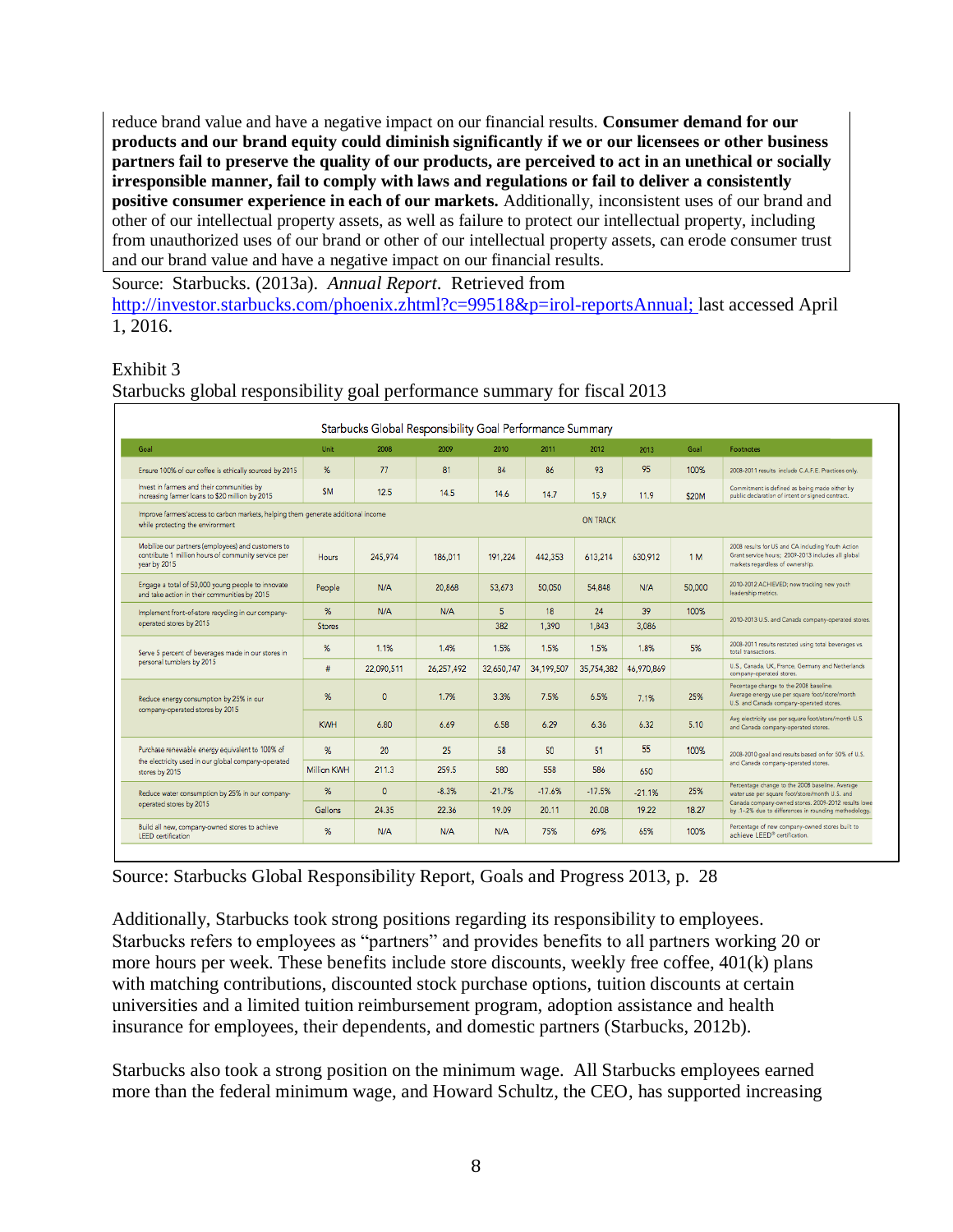reduce brand value and have a negative impact on our financial results. **Consumer demand for our products and our brand equity could diminish significantly if we or our licensees or other business partners fail to preserve the quality of our products, are perceived to act in an unethical or socially irresponsible manner, fail to comply with laws and regulations or fail to deliver a consistently positive consumer experience in each of our markets.** Additionally, inconsistent uses of our brand and other of our intellectual property assets, as well as failure to protect our intellectual property, including from unauthorized uses of our brand or other of our intellectual property assets, can erode consumer trust and our brand value and have a negative impact on our financial results.

Source: Starbucks. (2013a). *Annual Report*. Retrieved from http://investor.starbucks.com/phoenix.zhtml?c=99518&p=irol-reportsAnnual; last accessed April 1, 2016.

Exhibit 3
Starbucks global responsibility goal performance summary for fiscal 2013

Starbucks Global Responsibility Goal Performance Summary

| Goal | Unit | 2008 | 2009 | 2010 | 2011 | 2012 | 2013 | Goal | Footnotes |
|---|---|---|---|---|---|---|---|---|---|
| Ensure 100% of our coffee is ethically sourced by 2015 | % | 77 | 81 | 84 | 86 | 93 | 95 | 100% | 2008-2011 results include C.A.F.E. Practices only. |
| Invest in farmers and their communities by increasing farmer loans to $20 million by 2015 | $M | 12.5 | 14.5 | 14.6 | 14.7 | 15.9 | 11.9 | $20M | Commitment is defined as being made either by public declaration of intent or signed contract. |
| Improve farmers' access to carbon markets, helping them generate additional income while protecting the environment | | | | | ON TRACK | | | | |
| Mobilize our partners (employees) and customers to contribute 1 million hours of community service per year by 2015 | Hours | 245,974 | 186,011 | 191,224 | 442,353 | 613,214 | 630,912 | 1 M | 2008 results for US and CA including Youth Action Grant service hours; 2009-2013 includes all global markets regardless of ownership. |
| Engage a total of 50,000 young people to innovate and take action in their communities by 2015 | People | N/A | 20,868 | 53,673 | 50,050 | 54,848 | N/A | 50,000 | 2010-2012 ACHIEVED; now tracking new youth leadership metrics. |
| Implement front-of-store recycling in our company-operated stores by 2015 | % | N/A | N/A | 5 | 18 | 24 | 39 | 100% | 2010-2013 U.S. and Canada company-operated stores. |
| | Stores | | | 382 | 1,390 | 1,843 | 3,086 | | |
| Serve 5 percent of beverages made in our stores in personal tumblers by 2015 | % | 1.1% | 1.4% | 1.5% | 1.5% | 1.5% | 1.8% | 5% | 2008-2011 results restated using total beverages vs. total transactions. |
| | # | 22,090,511 | 26,257,492 | 32,650,747 | 34,199,507 | 35,754,382 | 46,970,869 | | U.S., Canada, UK, France, Germany and Netherlands company-operated stores. |
| Reduce energy consumption by 25% in our company-operated stores by 2015 | % | 0 | 1.7% | 3.3% | 7.5% | 6.5% | 7.1% | 25% | Percentage change to the 2008 baseline. Average energy use per square foot/store/month U.S. and Canada company-operated stores. |
| | KWH | 6.80 | 6.69 | 6.58 | 6.29 | 6.36 | 6.32 | 5.10 | Avg electricity use per square foot/store/month U.S. and Canada company-operated stores. |
| Purchase renewable energy equivalent to 100% of the electricity used in our global company-operated stores by 2015 | % | 20 | 25 | 58 | 50 | 51 | 55 | 100% | 2008-2010 goal and results based on for 50% of U.S. and Canada company-operated stores. |
| | Million KWH | 211.3 | 259.5 | 580 | 558 | 586 | 650 | | |
| Reduce water consumption by 25% in our company-operated stores by 2015 | % | 0 | -8.3% | -21.7% | -17.6% | -17.5% | -21.1% | 25% | Percentage change to the 2008 baseline. Average water use per square foot/store/month U.S. and Canada company-owned stores. 2009-2012 results lower by 1-2% due to differences in rounding methodology. |
| | Gallons | 24.35 | 22.36 | 19.09 | 20.11 | 20.08 | 19.22 | 18.27 | |
| Build all new, company-owned stores to achieve LEED certification | % | N/A | N/A | N/A | 75% | 69% | 65% | 100% | Percentage of new company-owned stores built to achieve LEED® certification. |

Source: Starbucks Global Responsibility Report, Goals and Progress 2013, p. 28

Additionally, Starbucks took strong positions regarding its responsibility to employees. Starbucks refers to employees as "partners" and provides benefits to all partners working 20 or more hours per week. These benefits include store discounts, weekly free coffee, 401(k) plans with matching contributions, discounted stock purchase options, tuition discounts at certain universities and a limited tuition reimbursement program, adoption assistance and health insurance for employees, their dependents, and domestic partners (Starbucks, 2012b).

Starbucks also took a strong position on the minimum wage. All Starbucks employees earned more than the federal minimum wage, and Howard Schultz, the CEO, has supported increasing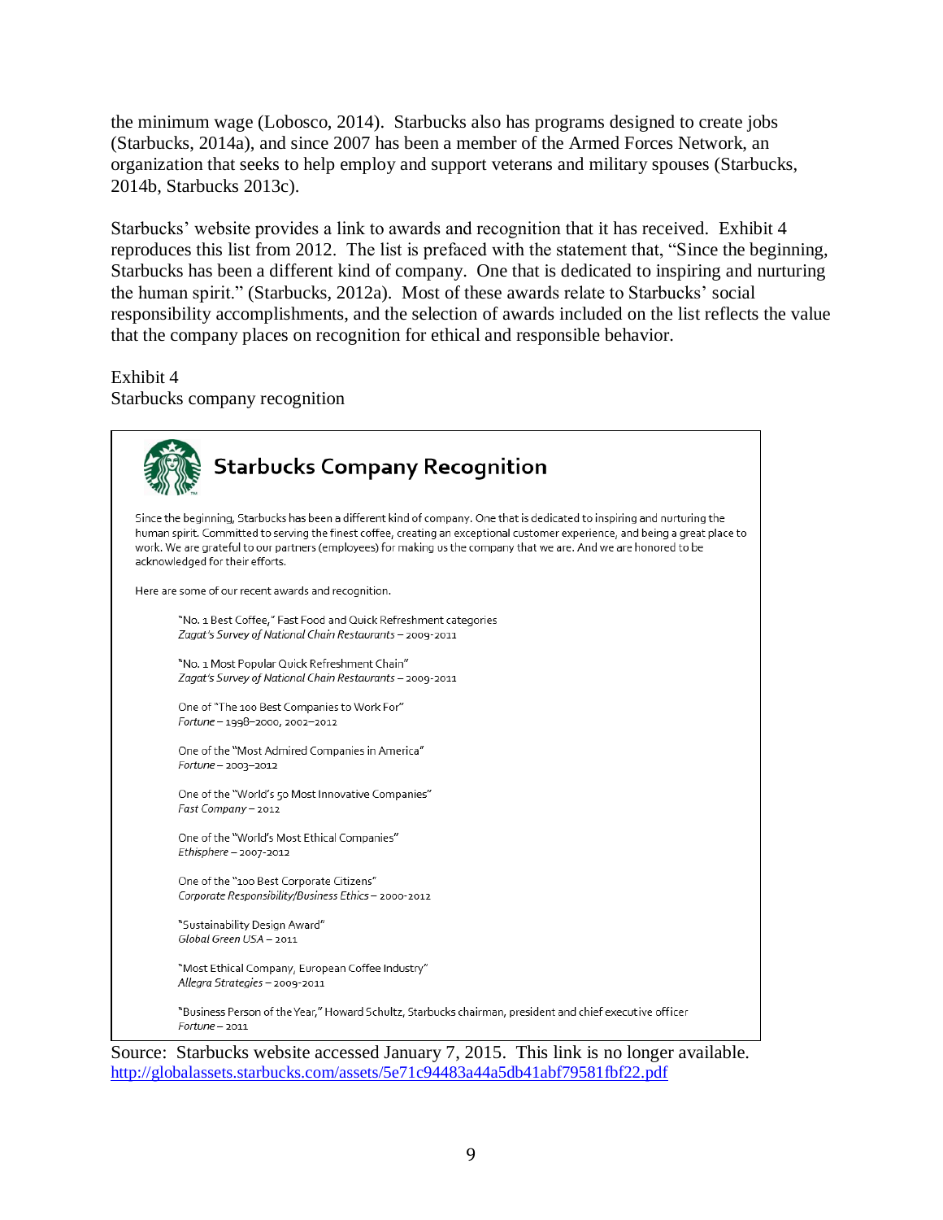the minimum wage (Lobosco, 2014). Starbucks also has programs designed to create jobs (Starbucks, 2014a), and since 2007 has been a member of the Armed Forces Network, an organization that seeks to help employ and support veterans and military spouses (Starbucks, 2014b, Starbucks 2013c).

Starbucks' website provides a link to awards and recognition that it has received. Exhibit 4 reproduces this list from 2012. The list is prefaced with the statement that, "Since the beginning, Starbucks has been a different kind of company. One that is dedicated to inspiring and nurturing the human spirit." (Starbucks, 2012a). Most of these awards relate to Starbucks' social responsibility accomplishments, and the selection of awards included on the list reflects the value that the company places on recognition for ethical and responsible behavior.

Exhibit 4
Starbucks company recognition

## Starbucks Company Recognition

Since the beginning, Starbucks has been a different kind of company. One that is dedicated to inspiring and nurturing the human spirit. Committed to serving the finest coffee, creating an exceptional customer experience, and being a great place to work. We are grateful to our partners (employees) for making us the company that we are. And we are honored to be acknowledged for their efforts.

Here are some of our recent awards and recognition.

"No. 1 Best Coffee," Fast Food and Quick Refreshment categories
*Zagat's Survey of National Chain Restaurants* – 2009-2011

"No. 1 Most Popular Quick Refreshment Chain"
*Zagat's Survey of National Chain Restaurants* – 2009-2011

One of "The 100 Best Companies to Work For"
*Fortune* – 1998–2000, 2002–2012

One of the "Most Admired Companies in America"
*Fortune* – 2003–2012

One of the "World's 50 Most Innovative Companies"
*Fast Company* – 2012

One of the "World's Most Ethical Companies"
*Ethisphere* – 2007-2012

One of the "100 Best Corporate Citizens"
*Corporate Responsibility/Business Ethics* – 2000-2012

"Sustainability Design Award"
*Global Green USA* – 2011

"Most Ethical Company, European Coffee Industry"
*Allegra Strategies* – 2009-2011

"Business Person of the Year," Howard Schultz, Starbucks chairman, president and chief executive officer
*Fortune* – 2011

Source: Starbucks website accessed January 7, 2015. This link is no longer available. http://globalassets.starbucks.com/assets/5e71c94483a44a5db41abf79581fbf22.pdf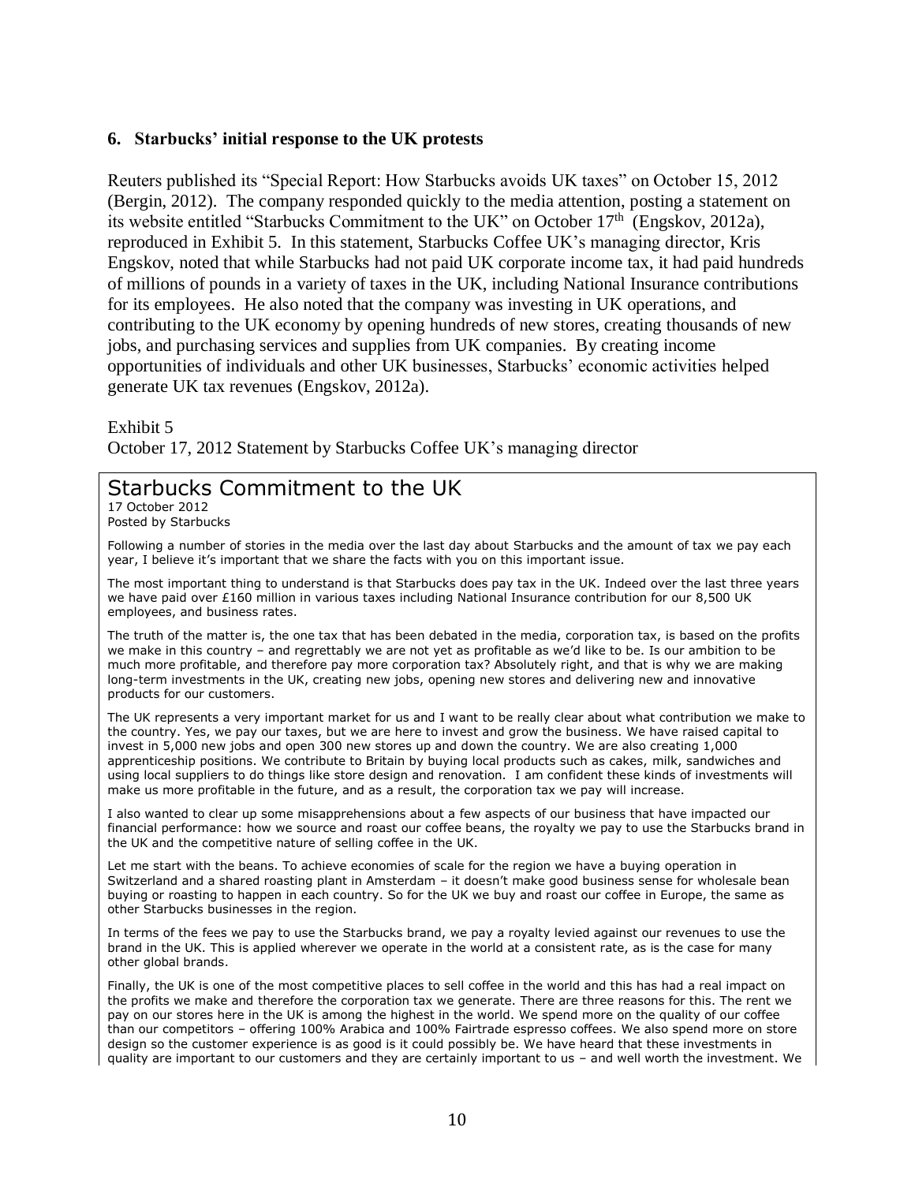## 6. Starbucks' initial response to the UK protests

Reuters published its "Special Report: How Starbucks avoids UK taxes" on October 15, 2012 (Bergin, 2012). The company responded quickly to the media attention, posting a statement on its website entitled "Starbucks Commitment to the UK" on October 17th (Engskov, 2012a), reproduced in Exhibit 5. In this statement, Starbucks Coffee UK's managing director, Kris Engskov, noted that while Starbucks had not paid UK corporate income tax, it had paid hundreds of millions of pounds in a variety of taxes in the UK, including National Insurance contributions for its employees. He also noted that the company was investing in UK operations, and contributing to the UK economy by opening hundreds of new stores, creating thousands of new jobs, and purchasing services and supplies from UK companies. By creating income opportunities of individuals and other UK businesses, Starbucks' economic activities helped generate UK tax revenues (Engskov, 2012a).

Exhibit 5
October 17, 2012 Statement by Starbucks Coffee UK's managing director

> ### Starbucks Commitment to the UK
> 17 October 2012
> Posted by Starbucks
>
> Following a number of stories in the media over the last day about Starbucks and the amount of tax we pay each year, I believe it's important that we share the facts with you on this important issue.
>
> The most important thing to understand is that Starbucks does pay tax in the UK. Indeed over the last three years we have paid over £160 million in various taxes including National Insurance contribution for our 8,500 UK employees, and business rates.
>
> The truth of the matter is, the one tax that has been debated in the media, corporation tax, is based on the profits we make in this country – and regrettably we are not yet as profitable as we'd like to be. Is our ambition to be much more profitable, and therefore pay more corporation tax? Absolutely right, and that is why we are making long-term investments in the UK, creating new jobs, opening new stores and delivering new and innovative products for our customers.
>
> The UK represents a very important market for us and I want to be really clear about what contribution we make to the country. Yes, we pay our taxes, but we are here to invest and grow the business. We have raised capital to invest in 5,000 new jobs and open 300 new stores up and down the country. We are also creating 1,000 apprenticeship positions. We contribute to Britain by buying local products such as cakes, milk, sandwiches and using local suppliers to do things like store design and renovation. I am confident these kinds of investments will make us more profitable in the future, and as a result, the corporation tax we pay will increase.
>
> I also wanted to clear up some misapprehensions about a few aspects of our business that have impacted our financial performance: how we source and roast our coffee beans, the royalty we pay to use the Starbucks brand in the UK and the competitive nature of selling coffee in the UK.
>
> Let me start with the beans. To achieve economies of scale for the region we have a buying operation in Switzerland and a shared roasting plant in Amsterdam – it doesn't make good business sense for wholesale bean buying or roasting to happen in each country. So for the UK we buy and roast our coffee in Europe, the same as other Starbucks businesses in the region.
>
> In terms of the fees we pay to use the Starbucks brand, we pay a royalty levied against our revenues to use the brand in the UK. This is applied wherever we operate in the world at a consistent rate, as is the case for many other global brands.
>
> Finally, the UK is one of the most competitive places to sell coffee in the world and this has had a real impact on the profits we make and therefore the corporation tax we generate. There are three reasons for this. The rent we pay on our stores here in the UK is among the highest in the world. We spend more on the quality of our coffee than our competitors – offering 100% Arabica and 100% Fairtrade espresso coffees. We also spend more on store design so the customer experience is as good is it could possibly be. We have heard that these investments in quality are important to our customers and they are certainly important to us – and well worth the investment. We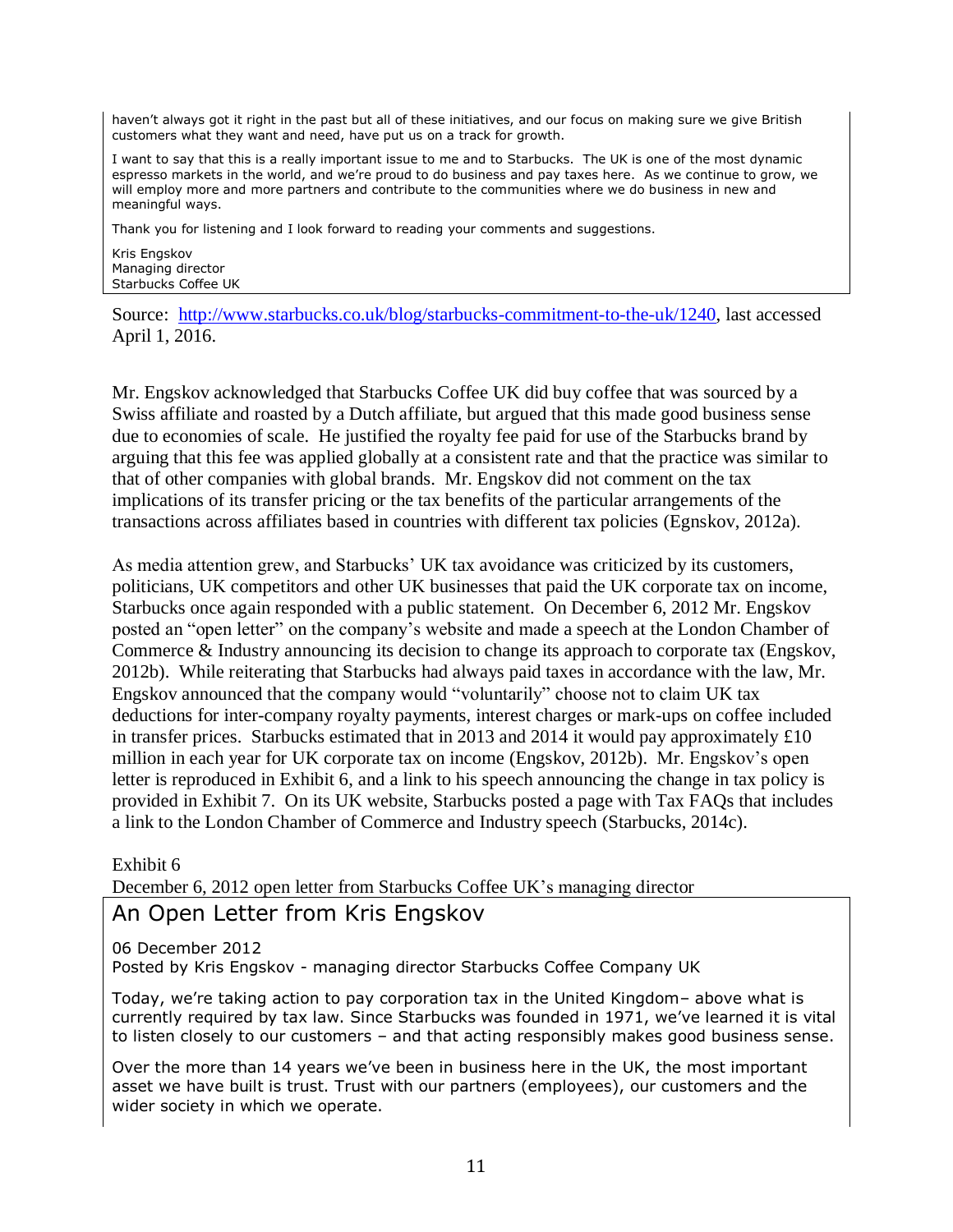haven't always got it right in the past but all of these initiatives, and our focus on making sure we give British customers what they want and need, have put us on a track for growth.

I want to say that this is a really important issue to me and to Starbucks. The UK is one of the most dynamic espresso markets in the world, and we're proud to do business and pay taxes here. As we continue to grow, we will employ more and more partners and contribute to the communities where we do business in new and meaningful ways.

Thank you for listening and I look forward to reading your comments and suggestions.

Kris Engskov
Managing director
Starbucks Coffee UK

Source: http://www.starbucks.co.uk/blog/starbucks-commitment-to-the-uk/1240, last accessed April 1, 2016.

Mr. Engskov acknowledged that Starbucks Coffee UK did buy coffee that was sourced by a Swiss affiliate and roasted by a Dutch affiliate, but argued that this made good business sense due to economies of scale. He justified the royalty fee paid for use of the Starbucks brand by arguing that this fee was applied globally at a consistent rate and that the practice was similar to that of other companies with global brands. Mr. Engskov did not comment on the tax implications of its transfer pricing or the tax benefits of the particular arrangements of the transactions across affiliates based in countries with different tax policies (Egnskov, 2012a).

As media attention grew, and Starbucks' UK tax avoidance was criticized by its customers, politicians, UK competitors and other UK businesses that paid the UK corporate tax on income, Starbucks once again responded with a public statement. On December 6, 2012 Mr. Engskov posted an "open letter" on the company's website and made a speech at the London Chamber of Commerce & Industry announcing its decision to change its approach to corporate tax (Engskov, 2012b). While reiterating that Starbucks had always paid taxes in accordance with the law, Mr. Engskov announced that the company would "voluntarily" choose not to claim UK tax deductions for inter-company royalty payments, interest charges or mark-ups on coffee included in transfer prices. Starbucks estimated that in 2013 and 2014 it would pay approximately £10 million in each year for UK corporate tax on income (Engskov, 2012b). Mr. Engskov's open letter is reproduced in Exhibit 6, and a link to his speech announcing the change in tax policy is provided in Exhibit 7. On its UK website, Starbucks posted a page with Tax FAQs that includes a link to the London Chamber of Commerce and Industry speech (Starbucks, 2014c).

Exhibit 6

December 6, 2012 open letter from Starbucks Coffee UK's managing director

## An Open Letter from Kris Engskov

06 December 2012
Posted by Kris Engskov - managing director Starbucks Coffee Company UK

Today, we're taking action to pay corporation tax in the United Kingdom– above what is currently required by tax law. Since Starbucks was founded in 1971, we've learned it is vital to listen closely to our customers – and that acting responsibly makes good business sense.

Over the more than 14 years we've been in business here in the UK, the most important asset we have built is trust. Trust with our partners (employees), our customers and the wider society in which we operate.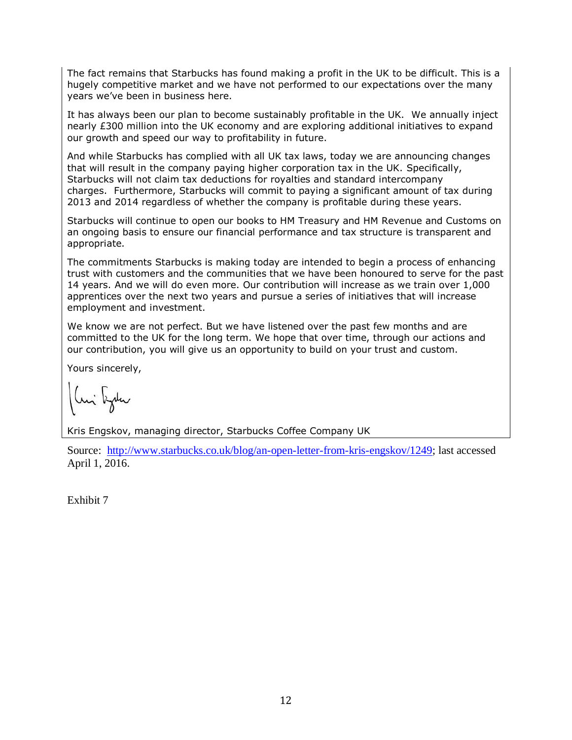The fact remains that Starbucks has found making a profit in the UK to be difficult. This is a hugely competitive market and we have not performed to our expectations over the many years we've been in business here.

It has always been our plan to become sustainably profitable in the UK. We annually inject nearly £300 million into the UK economy and are exploring additional initiatives to expand our growth and speed our way to profitability in future.

And while Starbucks has complied with all UK tax laws, today we are announcing changes that will result in the company paying higher corporation tax in the UK. Specifically, Starbucks will not claim tax deductions for royalties and standard intercompany charges. Furthermore, Starbucks will commit to paying a significant amount of tax during 2013 and 2014 regardless of whether the company is profitable during these years.

Starbucks will continue to open our books to HM Treasury and HM Revenue and Customs on an ongoing basis to ensure our financial performance and tax structure is transparent and appropriate.

The commitments Starbucks is making today are intended to begin a process of enhancing trust with customers and the communities that we have been honoured to serve for the past 14 years. And we will do even more. Our contribution will increase as we train over 1,000 apprentices over the next two years and pursue a series of initiatives that will increase employment and investment.

We know we are not perfect. But we have listened over the past few months and are committed to the UK for the long term. We hope that over time, through our actions and our contribution, you will give us an opportunity to build on your trust and custom.

Yours sincerely,

Kris Engskov, managing director, Starbucks Coffee Company UK

Source: http://www.starbucks.co.uk/blog/an-open-letter-from-kris-engskov/1249; last accessed April 1, 2016.

Exhibit 7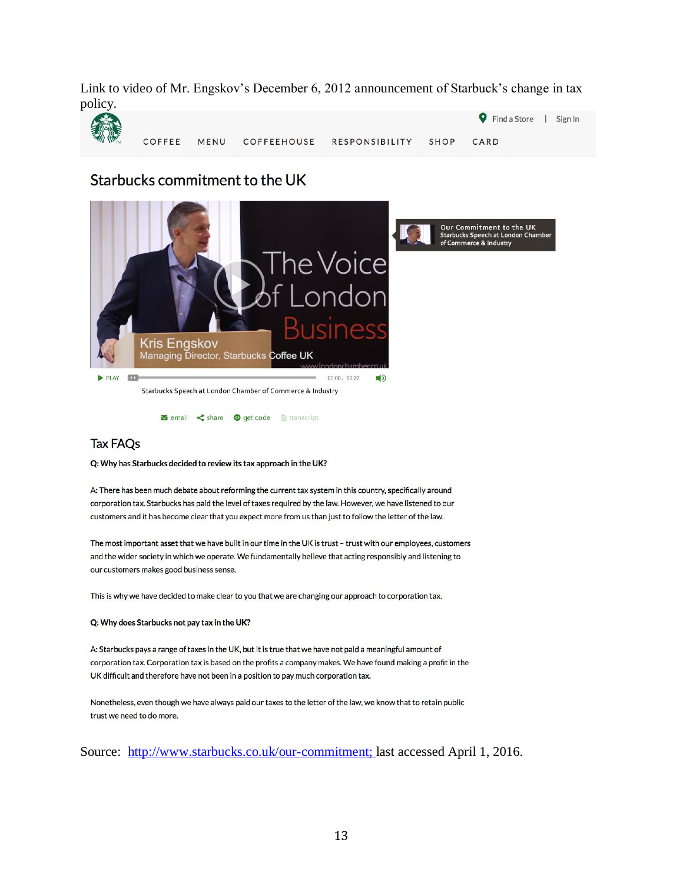Link to video of Mr. Engskov's December 6, 2012 announcement of Starbuck's change in tax policy.

Find a Store | Sign In

COFFEE MENU COFFEEHOUSE RESPONSIBILITY SHOP CARD

## Starbucks commitment to the UK

The Voice of London Business

Kris Engskov
Managing Director, Starbucks Coffee UK

www.londonchamber.co.uk

PLAY 00:00 / 03:27

Starbucks Speech at London Chamber of Commerce & Industry

email share get code transcript

Our Commitment to the UK
Starbucks Speech at London Chamber of Commerce & Industry

## Tax FAQs

**Q: Why has Starbucks decided to review its tax approach in the UK?**

A: There has been much debate about reforming the current tax system in this country, specifically around corporation tax. Starbucks has paid the level of taxes required by the law. However, we have listened to our customers and it has become clear that you expect more from us than just to follow the letter of the law.

The most important asset that we have built in our time in the UK is trust – trust with our employees, customers and the wider society in which we operate. We fundamentally believe that acting responsibly and listening to our customers makes good business sense.

This is why we have decided to make clear to you that we are changing our approach to corporation tax.

**Q: Why does Starbucks not pay tax in the UK?**

A: Starbucks pays a range of taxes in the UK, but it is true that we have not paid a meaningful amount of corporation tax. Corporation tax is based on the profits a company makes. We have found making a profit in the UK difficult and therefore have not been in a position to pay much corporation tax.

Nonetheless, even though we have always paid our taxes to the letter of the law, we know that to retain public trust we need to do more.

Source: http://www.starbucks.co.uk/our-commitment; last accessed April 1, 2016.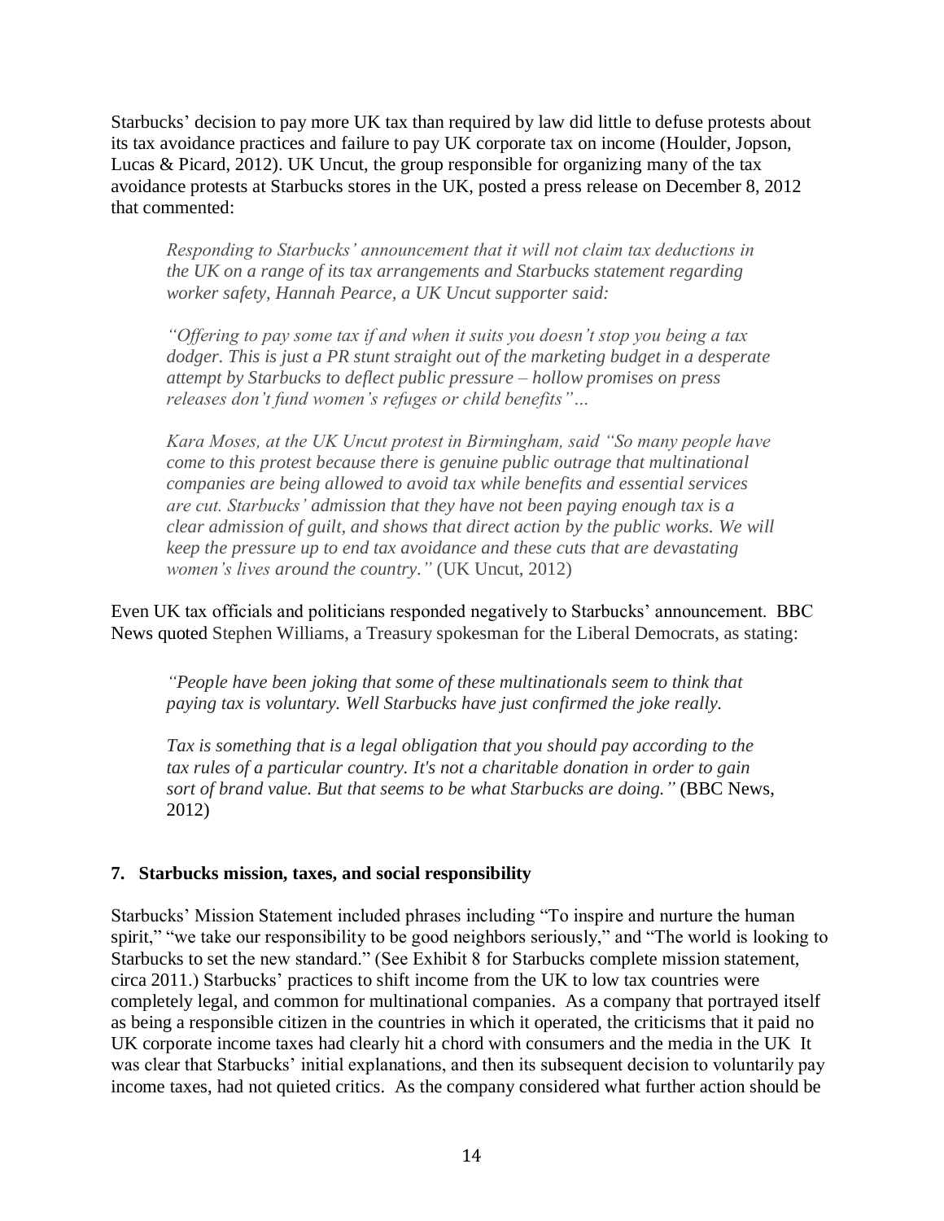Starbucks' decision to pay more UK tax than required by law did little to defuse protests about its tax avoidance practices and failure to pay UK corporate tax on income (Houlder, Jopson, Lucas & Picard, 2012). UK Uncut, the group responsible for organizing many of the tax avoidance protests at Starbucks stores in the UK, posted a press release on December 8, 2012 that commented:

> *Responding to Starbucks' announcement that it will not claim tax deductions in the UK on a range of its tax arrangements and Starbucks statement regarding worker safety, Hannah Pearce, a UK Uncut supporter said:*
>
> *"Offering to pay some tax if and when it suits you doesn't stop you being a tax dodger. This is just a PR stunt straight out of the marketing budget in a desperate attempt by Starbucks to deflect public pressure – hollow promises on press releases don't fund women's refuges or child benefits"…*
>
> *Kara Moses, at the UK Uncut protest in Birmingham, said "So many people have come to this protest because there is genuine public outrage that multinational companies are being allowed to avoid tax while benefits and essential services are cut. Starbucks' admission that they have not been paying enough tax is a clear admission of guilt, and shows that direct action by the public works. We will keep the pressure up to end tax avoidance and these cuts that are devastating women's lives around the country."* (UK Uncut, 2012)

Even UK tax officials and politicians responded negatively to Starbucks' announcement. BBC News quoted Stephen Williams, a Treasury spokesman for the Liberal Democrats, as stating:

> *"People have been joking that some of these multinationals seem to think that paying tax is voluntary. Well Starbucks have just confirmed the joke really.*
>
> *Tax is something that is a legal obligation that you should pay according to the tax rules of a particular country. It's not a charitable donation in order to gain sort of brand value. But that seems to be what Starbucks are doing."* (BBC News, 2012)

### 7. Starbucks mission, taxes, and social responsibility

Starbucks' Mission Statement included phrases including "To inspire and nurture the human spirit," "we take our responsibility to be good neighbors seriously," and "The world is looking to Starbucks to set the new standard." (See Exhibit 8 for Starbucks complete mission statement, circa 2011.) Starbucks' practices to shift income from the UK to low tax countries were completely legal, and common for multinational companies. As a company that portrayed itself as being a responsible citizen in the countries in which it operated, the criticisms that it paid no UK corporate income taxes had clearly hit a chord with consumers and the media in the UK It was clear that Starbucks' initial explanations, and then its subsequent decision to voluntarily pay income taxes, had not quieted critics. As the company considered what further action should be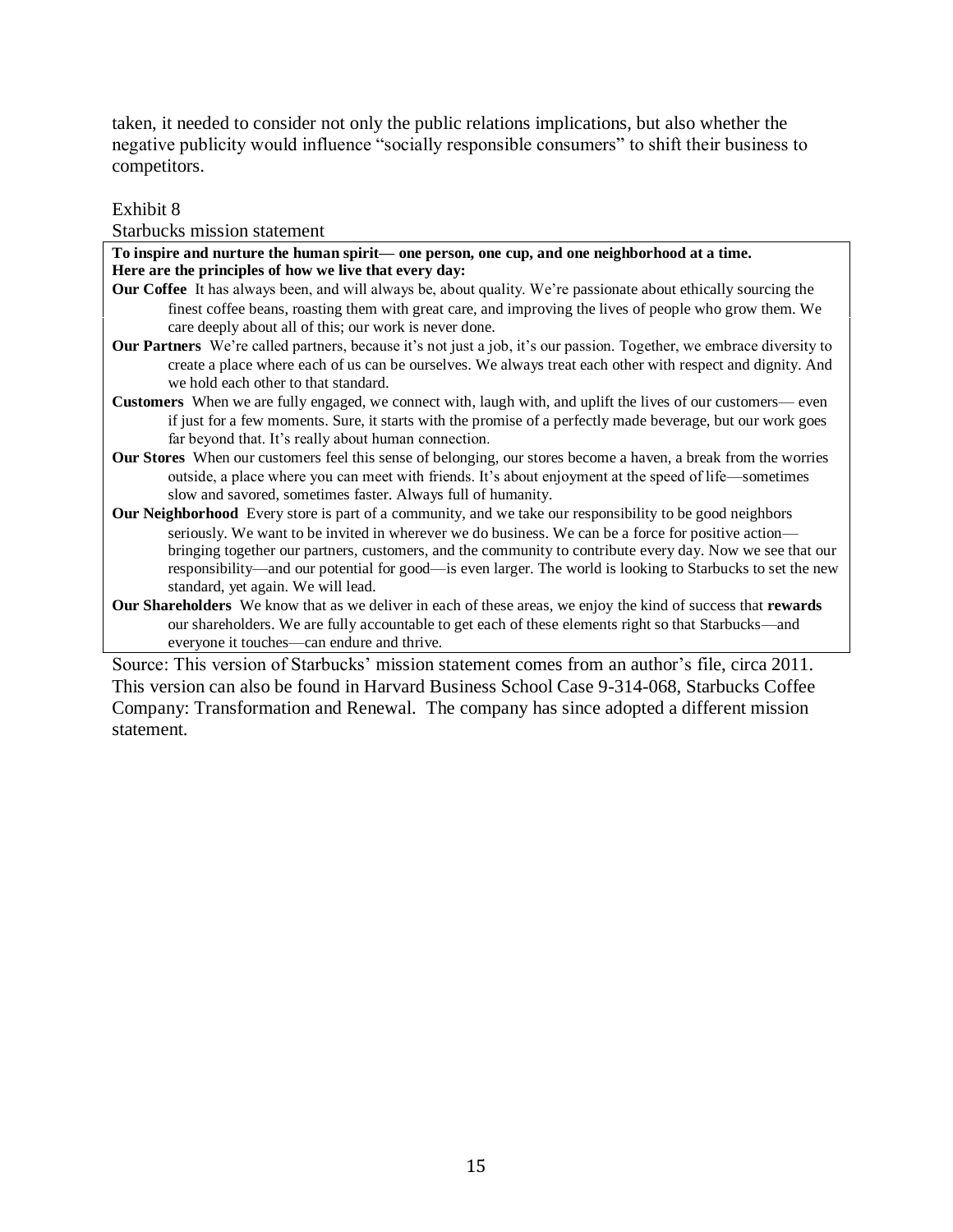taken, it needed to consider not only the public relations implications, but also whether the negative publicity would influence "socially responsible consumers" to shift their business to competitors.

Exhibit 8

Starbucks mission statement

**To inspire and nurture the human spirit— one person, one cup, and one neighborhood at a time.**
**Here are the principles of how we live that every day:**

**Our Coffee** It has always been, and will always be, about quality. We're passionate about ethically sourcing the finest coffee beans, roasting them with great care, and improving the lives of people who grow them. We care deeply about all of this; our work is never done.

**Our Partners** We're called partners, because it's not just a job, it's our passion. Together, we embrace diversity to create a place where each of us can be ourselves. We always treat each other with respect and dignity. And we hold each other to that standard.

**Customers** When we are fully engaged, we connect with, laugh with, and uplift the lives of our customers— even if just for a few moments. Sure, it starts with the promise of a perfectly made beverage, but our work goes far beyond that. It's really about human connection.

**Our Stores** When our customers feel this sense of belonging, our stores become a haven, a break from the worries outside, a place where you can meet with friends. It's about enjoyment at the speed of life—sometimes slow and savored, sometimes faster. Always full of humanity.

**Our Neighborhood** Every store is part of a community, and we take our responsibility to be good neighbors seriously. We want to be invited in wherever we do business. We can be a force for positive action—bringing together our partners, customers, and the community to contribute every day. Now we see that our responsibility—and our potential for good—is even larger. The world is looking to Starbucks to set the new standard, yet again. We will lead.

**Our Shareholders** We know that as we deliver in each of these areas, we enjoy the kind of success that **rewards** our shareholders. We are fully accountable to get each of these elements right so that Starbucks—and everyone it touches—can endure and thrive.

Source: This version of Starbucks' mission statement comes from an author's file, circa 2011. This version can also be found in Harvard Business School Case 9-314-068, Starbucks Coffee Company: Transformation and Renewal. The company has since adopted a different mission statement.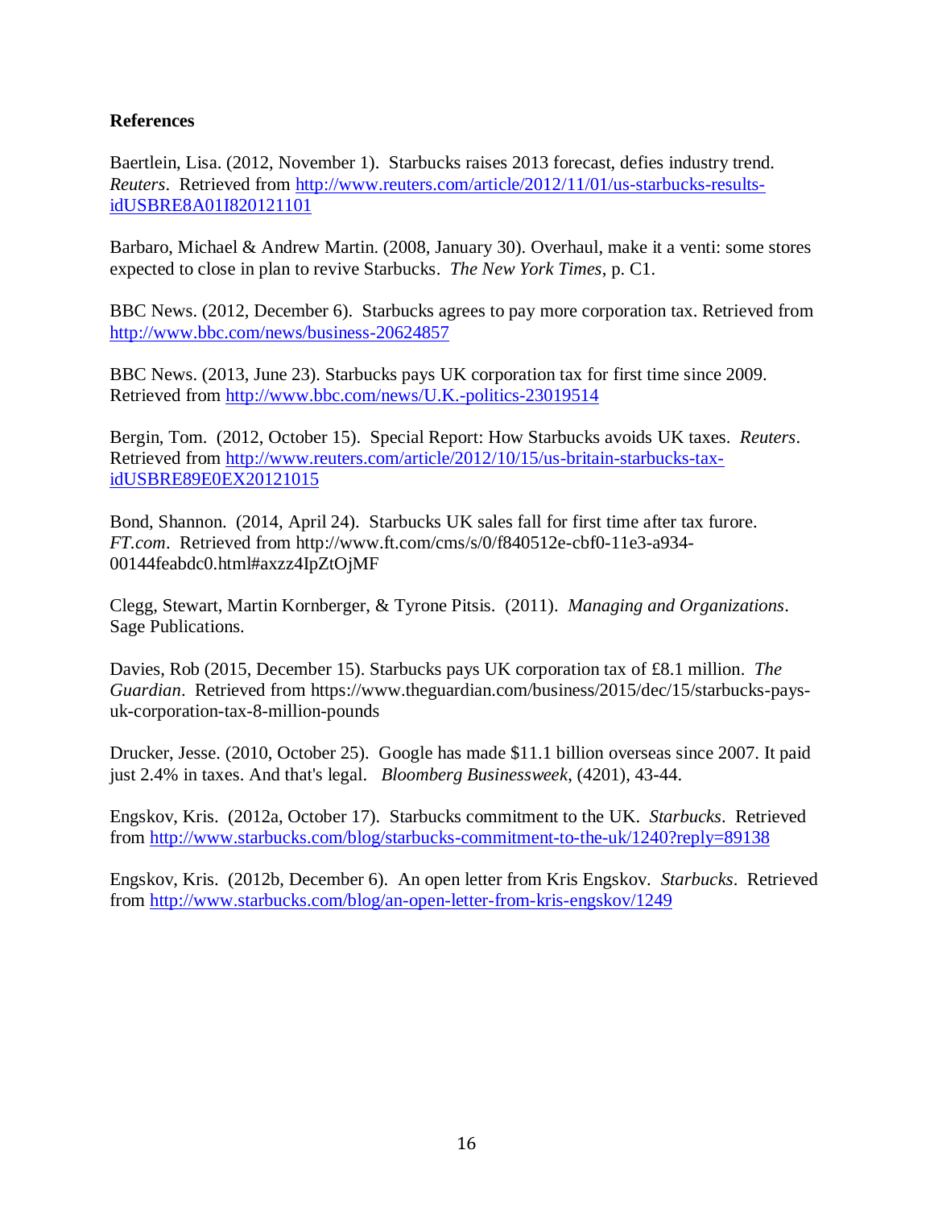**References**

Baertlein, Lisa. (2012, November 1). Starbucks raises 2013 forecast, defies industry trend. *Reuters*. Retrieved from http://www.reuters.com/article/2012/11/01/us-starbucks-results-idUSBRE8A01I820121101

Barbaro, Michael & Andrew Martin. (2008, January 30). Overhaul, make it a venti: some stores expected to close in plan to revive Starbucks. *The New York Times*, p. C1.

BBC News. (2012, December 6). Starbucks agrees to pay more corporation tax. Retrieved from http://www.bbc.com/news/business-20624857

BBC News. (2013, June 23). Starbucks pays UK corporation tax for first time since 2009. Retrieved from http://www.bbc.com/news/U.K.-politics-23019514

Bergin, Tom. (2012, October 15). Special Report: How Starbucks avoids UK taxes. *Reuters*. Retrieved from http://www.reuters.com/article/2012/10/15/us-britain-starbucks-tax-idUSBRE89E0EX20121015

Bond, Shannon. (2014, April 24). Starbucks UK sales fall for first time after tax furore. *FT.com*. Retrieved from http://www.ft.com/cms/s/0/f840512e-cbf0-11e3-a934-00144feabdc0.html#axzz4IpZtOjMF

Clegg, Stewart, Martin Kornberger, & Tyrone Pitsis. (2011). *Managing and Organizations*. Sage Publications.

Davies, Rob (2015, December 15). Starbucks pays UK corporation tax of £8.1 million. *The Guardian*. Retrieved from https://www.theguardian.com/business/2015/dec/15/starbucks-pays-uk-corporation-tax-8-million-pounds

Drucker, Jesse. (2010, October 25). Google has made $11.1 billion overseas since 2007. It paid just 2.4% in taxes. And that's legal. *Bloomberg Businessweek*, (4201), 43-44.

Engskov, Kris. (2012a, October 17). Starbucks commitment to the UK. *Starbucks*. Retrieved from http://www.starbucks.com/blog/starbucks-commitment-to-the-uk/1240?reply=89138

Engskov, Kris. (2012b, December 6). An open letter from Kris Engskov. *Starbucks*. Retrieved from http://www.starbucks.com/blog/an-open-letter-from-kris-engskov/1249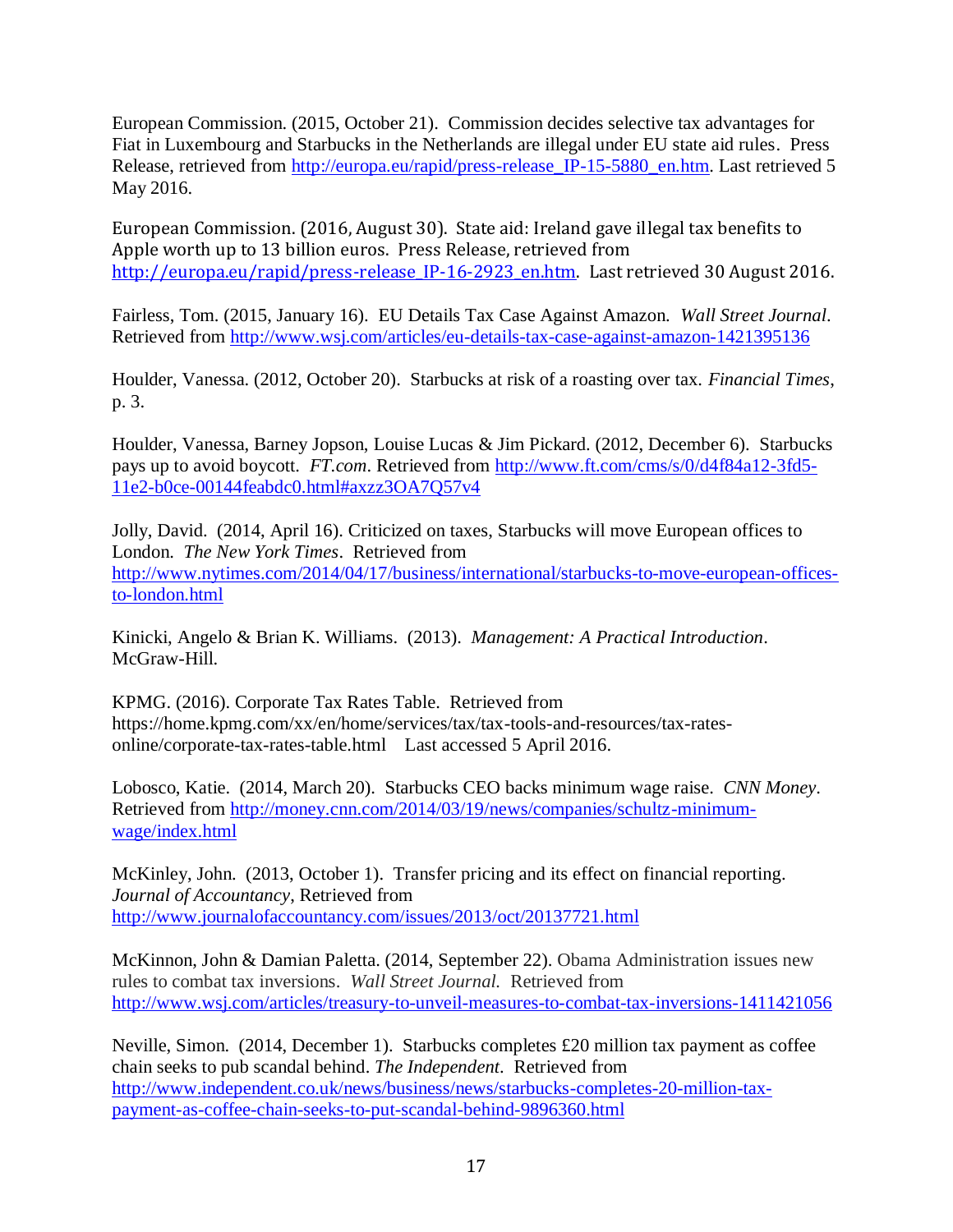European Commission. (2015, October 21). Commission decides selective tax advantages for Fiat in Luxembourg and Starbucks in the Netherlands are illegal under EU state aid rules. Press Release, retrieved from http://europa.eu/rapid/press-release_IP-15-5880_en.htm. Last retrieved 5 May 2016.

European Commission. (2016, August 30). State aid: Ireland gave illegal tax benefits to Apple worth up to 13 billion euros. Press Release, retrieved from http://europa.eu/rapid/press-release_IP-16-2923_en.htm. Last retrieved 30 August 2016.

Fairless, Tom. (2015, January 16). EU Details Tax Case Against Amazon. *Wall Street Journal*. Retrieved from http://www.wsj.com/articles/eu-details-tax-case-against-amazon-1421395136

Houlder, Vanessa. (2012, October 20). Starbucks at risk of a roasting over tax. *Financial Times*, p. 3.

Houlder, Vanessa, Barney Jopson, Louise Lucas & Jim Pickard. (2012, December 6). Starbucks pays up to avoid boycott. *FT.com*. Retrieved from http://www.ft.com/cms/s/0/d4f84a12-3fd5-11e2-b0ce-00144feabdc0.html#axzz3OA7Q57v4

Jolly, David. (2014, April 16). Criticized on taxes, Starbucks will move European offices to London. *The New York Times*. Retrieved from http://www.nytimes.com/2014/04/17/business/international/starbucks-to-move-european-offices-to-london.html

Kinicki, Angelo & Brian K. Williams. (2013). *Management: A Practical Introduction*. McGraw-Hill.

KPMG. (2016). Corporate Tax Rates Table. Retrieved from https://home.kpmg.com/xx/en/home/services/tax/tax-tools-and-resources/tax-rates-online/corporate-tax-rates-table.html Last accessed 5 April 2016.

Lobosco, Katie. (2014, March 20). Starbucks CEO backs minimum wage raise. *CNN Money*. Retrieved from http://money.cnn.com/2014/03/19/news/companies/schultz-minimum-wage/index.html

McKinley, John. (2013, October 1). Transfer pricing and its effect on financial reporting. *Journal of Accountancy*, Retrieved from http://www.journalofaccountancy.com/issues/2013/oct/20137721.html

McKinnon, John & Damian Paletta. (2014, September 22). Obama Administration issues new rules to combat tax inversions. *Wall Street Journal.* Retrieved from http://www.wsj.com/articles/treasury-to-unveil-measures-to-combat-tax-inversions-1411421056

Neville, Simon. (2014, December 1). Starbucks completes £20 million tax payment as coffee chain seeks to pub scandal behind. *The Independent*. Retrieved from http://www.independent.co.uk/news/business/news/starbucks-completes-20-million-tax-payment-as-coffee-chain-seeks-to-put-scandal-behind-9896360.html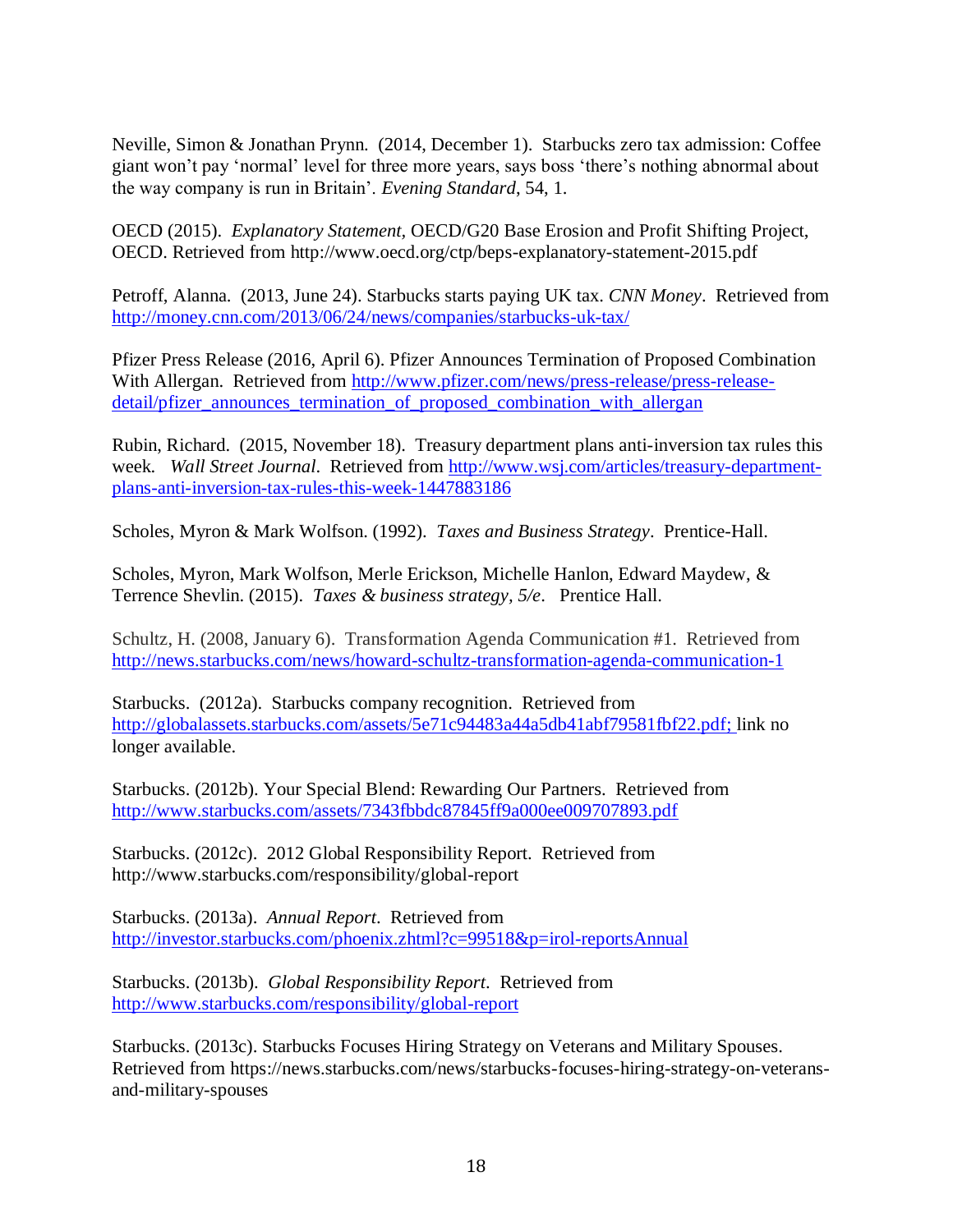Neville, Simon & Jonathan Prynn. (2014, December 1). Starbucks zero tax admission: Coffee giant won't pay 'normal' level for three more years, says boss 'there's nothing abnormal about the way company is run in Britain'. *Evening Standard*, 54, 1.

OECD (2015). *Explanatory Statement*, OECD/G20 Base Erosion and Profit Shifting Project, OECD. Retrieved from http://www.oecd.org/ctp/beps-explanatory-statement-2015.pdf

Petroff, Alanna. (2013, June 24). Starbucks starts paying UK tax. *CNN Money*. Retrieved from http://money.cnn.com/2013/06/24/news/companies/starbucks-uk-tax/

Pfizer Press Release (2016, April 6). Pfizer Announces Termination of Proposed Combination With Allergan. Retrieved from http://www.pfizer.com/news/press-release/press-release-detail/pfizer_announces_termination_of_proposed_combination_with_allergan

Rubin, Richard. (2015, November 18). Treasury department plans anti-inversion tax rules this week. *Wall Street Journal*. Retrieved from http://www.wsj.com/articles/treasury-department-plans-anti-inversion-tax-rules-this-week-1447883186

Scholes, Myron & Mark Wolfson. (1992). *Taxes and Business Strategy*. Prentice-Hall.

Scholes, Myron, Mark Wolfson, Merle Erickson, Michelle Hanlon, Edward Maydew, & Terrence Shevlin. (2015). *Taxes & business strategy, 5/e*. Prentice Hall.

Schultz, H. (2008, January 6). Transformation Agenda Communication #1. Retrieved from http://news.starbucks.com/news/howard-schultz-transformation-agenda-communication-1

Starbucks. (2012a). Starbucks company recognition. Retrieved from http://globalassets.starbucks.com/assets/5e71c94483a44a5db41abf79581fbf22.pdf; link no longer available.

Starbucks. (2012b). Your Special Blend: Rewarding Our Partners. Retrieved from http://www.starbucks.com/assets/7343fbbdc87845ff9a000ee009707893.pdf

Starbucks. (2012c). 2012 Global Responsibility Report. Retrieved from http://www.starbucks.com/responsibility/global-report

Starbucks. (2013a). *Annual Report*. Retrieved from http://investor.starbucks.com/phoenix.zhtml?c=99518&p=irol-reportsAnnual

Starbucks. (2013b). *Global Responsibility Report*. Retrieved from http://www.starbucks.com/responsibility/global-report

Starbucks. (2013c). Starbucks Focuses Hiring Strategy on Veterans and Military Spouses. Retrieved from https://news.starbucks.com/news/starbucks-focuses-hiring-strategy-on-veterans-and-military-spouses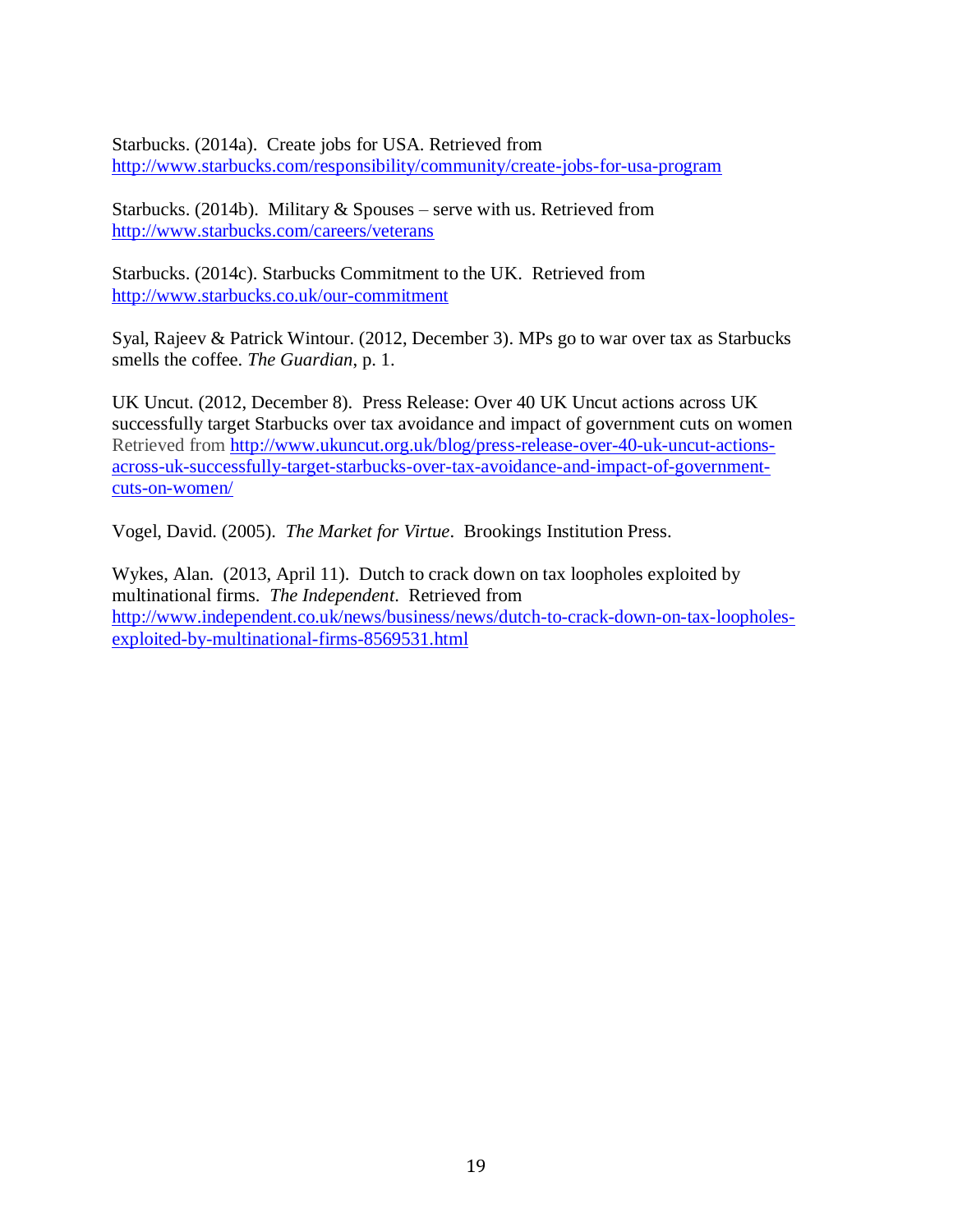Starbucks. (2014a). Create jobs for USA. Retrieved from http://www.starbucks.com/responsibility/community/create-jobs-for-usa-program

Starbucks. (2014b). Military & Spouses – serve with us. Retrieved from http://www.starbucks.com/careers/veterans

Starbucks. (2014c). Starbucks Commitment to the UK. Retrieved from http://www.starbucks.co.uk/our-commitment

Syal, Rajeev & Patrick Wintour. (2012, December 3). MPs go to war over tax as Starbucks smells the coffee. *The Guardian*, p. 1.

UK Uncut. (2012, December 8). Press Release: Over 40 UK Uncut actions across UK successfully target Starbucks over tax avoidance and impact of government cuts on women Retrieved from http://www.ukuncut.org.uk/blog/press-release-over-40-uk-uncut-actions-across-uk-successfully-target-starbucks-over-tax-avoidance-and-impact-of-government-cuts-on-women/

Vogel, David. (2005). *The Market for Virtue*. Brookings Institution Press.

Wykes, Alan. (2013, April 11). Dutch to crack down on tax loopholes exploited by multinational firms. *The Independent*. Retrieved from http://www.independent.co.uk/news/business/news/dutch-to-crack-down-on-tax-loopholes-exploited-by-multinational-firms-8569531.html